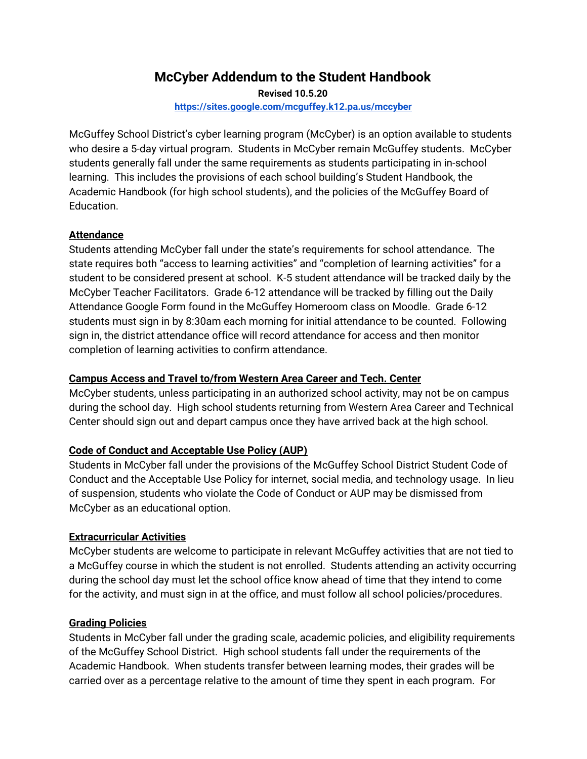# McCyber Addendum to the Student Handbook

**Revised 10.5.20**

**https://sites.google.com/mcguffey.k12.pa.us/mccyber**

McGuffey School District's cyber learning program (McCyber) is an option available to students who desire a 5-day virtual program. Students in McCyber remain McGuffey students. McCyber students generally fall under the same requirements as students participating in in-school learning. This includes the provisions of each school building's Student Handbook, the Academic Handbook (for high school students), and the policies of the McGuffey Board of Education.

## Attendance

Students attending McCyber fall under the state's requirements for school attendance. The state requires both "access to learning activities" and "completion of learning activities" for a student to be considered present at school. K-5 student attendance will be tracked daily by the McCyber Teacher Facilitators. Grade 6-12 attendance will be tracked by filling out the Daily Attendance Google Form found in the McGuffey Homeroom class on Moodle. Grade 6-12 students must sign in by 8:30am each morning for initial attendance to be counted. Following sign in, the district attendance office will record attendance for access and then monitor completion of learning activities to confirm attendance.

## Campus Access and Travel to/from Western Area Career and Tech. Center

McCyber students, unless participating in an authorized school activity, may not be on campus during the school day. High school students returning from Western Area Career and Technical Center should sign out and depart campus once they have arrived back at the high school.

## Code of Conduct and Acceptable Use Policy (AUP)

Students in McCyber fall under the provisions of the McGuffey School District Student Code of Conduct and the Acceptable Use Policy for internet, social media, and technology usage. In lieu of suspension, students who violate the Code of Conduct or AUP may be dismissed from McCyber as an educational option.

## Extracurricular Activities

McCyber students are welcome to participate in relevant McGuffey activities that are not tied to a McGuffey course in which the student is not enrolled. Students attending an activity occurring during the school day must let the school office know ahead of time that they intend to come for the activity, and must sign in at the office, and must follow all school policies/procedures.

## Grading Policies

Students in McCyber fall under the grading scale, academic policies, and eligibility requirements of the McGuffey School District. High school students fall under the requirements of the Academic Handbook. When students transfer between learning modes, their grades will be carried over as a percentage relative to the amount of time they spent in each program. For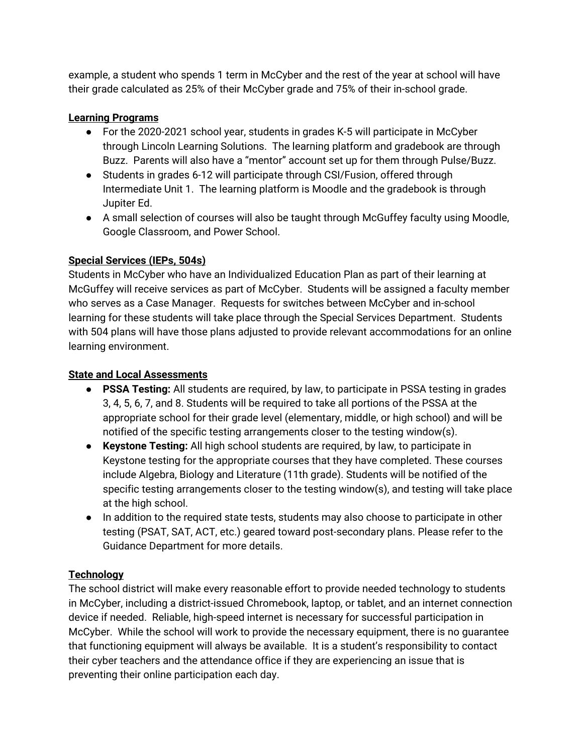example, a student who spends 1 term in McCyber and the rest of the year at school will have their grade calculated as 25% of their McCyber grade and 75% of their in-school grade.

## Learning Programs

- For the 2020-2021 school year, students in grades K-5 will participate in McCyber through Lincoln Learning Solutions. The learning platform and gradebook are through Buzz. Parents will also have a "mentor" account set up for them through Pulse/Buzz.
- Students in grades 6-12 will participate through CSI/Fusion, offered through Intermediate Unit 1. The learning platform is Moodle and the gradebook is through Jupiter Ed.
- A small selection of courses will also be taught through McGuffey faculty using Moodle, Google Classroom, and Power School.

## Special Services (IEPs, 504s)

Students in McCyber who have an Individualized Education Plan as part of their learning at McGuffey will receive services as part of McCyber. Students will be assigned a faculty member who serves as a Case Manager. Requests for switches between McCyber and in-school learning for these students will take place through the Special Services Department. Students with 504 plans will have those plans adjusted to provide relevant accommodations for an online learning environment.

## State and Local Assessments

- **PSSA Testing:** All students are required, by law, to participate in PSSA testing in grades 3, 4, 5, 6, 7, and 8. Students will be required to take all portions of the PSSA at the appropriate school for their grade level (elementary, middle, or high school) and will be notified of the specific testing arrangements closer to the testing window(s).
- **Keystone Testing:** All high school students are required, by law, to participate in Keystone testing for the appropriate courses that they have completed. These courses include Algebra, Biology and Literature (11th grade). Students will be notified of the specific testing arrangements closer to the testing window(s), and testing will take place at the high school.
- In addition to the required state tests, students may also choose to participate in other testing (PSAT, SAT, ACT, etc.) geared toward post-secondary plans. Please refer to the Guidance Department for more details.

## Technology

The school district will make every reasonable effort to provide needed technology to students in McCyber, including a district-issued Chromebook, laptop, or tablet, and an internet connection device if needed. Reliable, high-speed internet is necessary for successful participation in McCyber. While the school will work to provide the necessary equipment, there is no guarantee that functioning equipment will always be available. It is a student's responsibility to contact their cyber teachers and the attendance office if they are experiencing an issue that is preventing their online participation each day.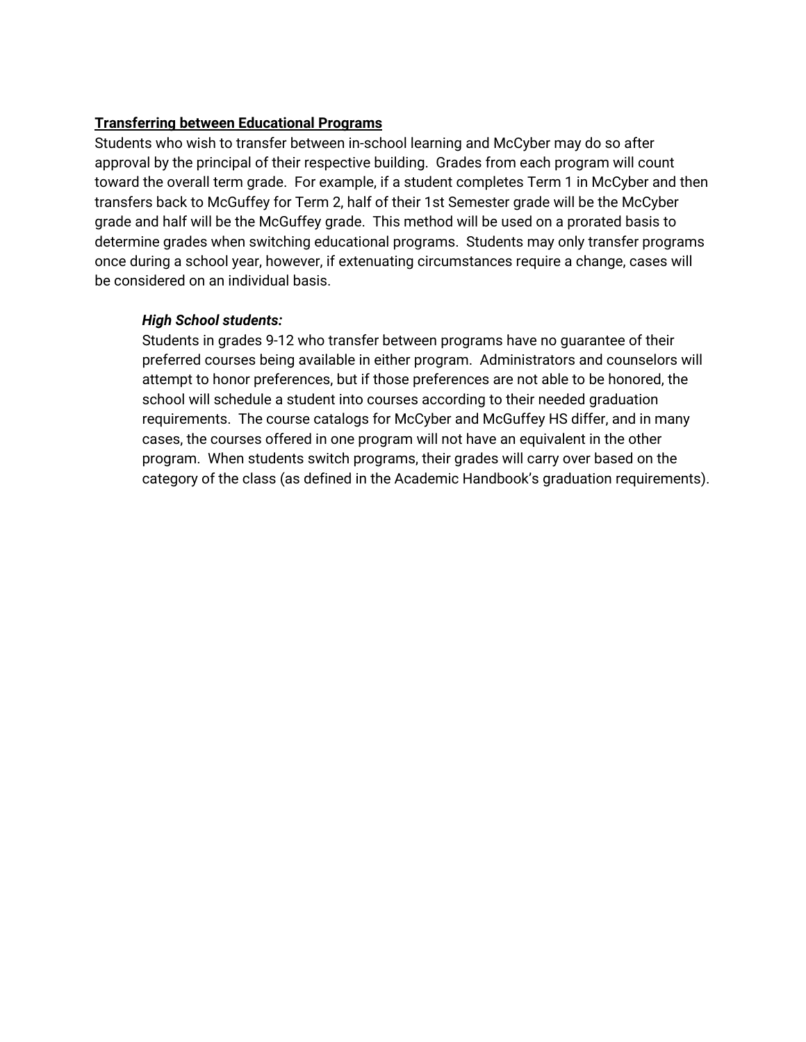**Transferring between Educational Programs**

Students who wish to transfer between in-school learning and McCyber may do so after approval by the principal of their respective building. Grades from each program will count toward the overall term grade. For example, if a student completes Term 1 in McCyber and then transfers back to McGuffey for Term 2, half of their 1st Semester grade will be the McCyber grade and half will be the McGuffey grade. This method will be used on a prorated basis to determine grades when switching educational programs. Students may only transfer programs once during a school year, however, if extenuating circumstances require a change, cases will be considered on an individual basis.

> ***High School students:***
>
> Students in grades 9-12 who transfer between programs have no guarantee of their preferred courses being available in either program. Administrators and counselors will attempt to honor preferences, but if those preferences are not able to be honored, the school will schedule a student into courses according to their needed graduation requirements. The course catalogs for McCyber and McGuffey HS differ, and in many cases, the courses offered in one program will not have an equivalent in the other program. When students switch programs, their grades will carry over based on the category of the class (as defined in the Academic Handbook's graduation requirements).